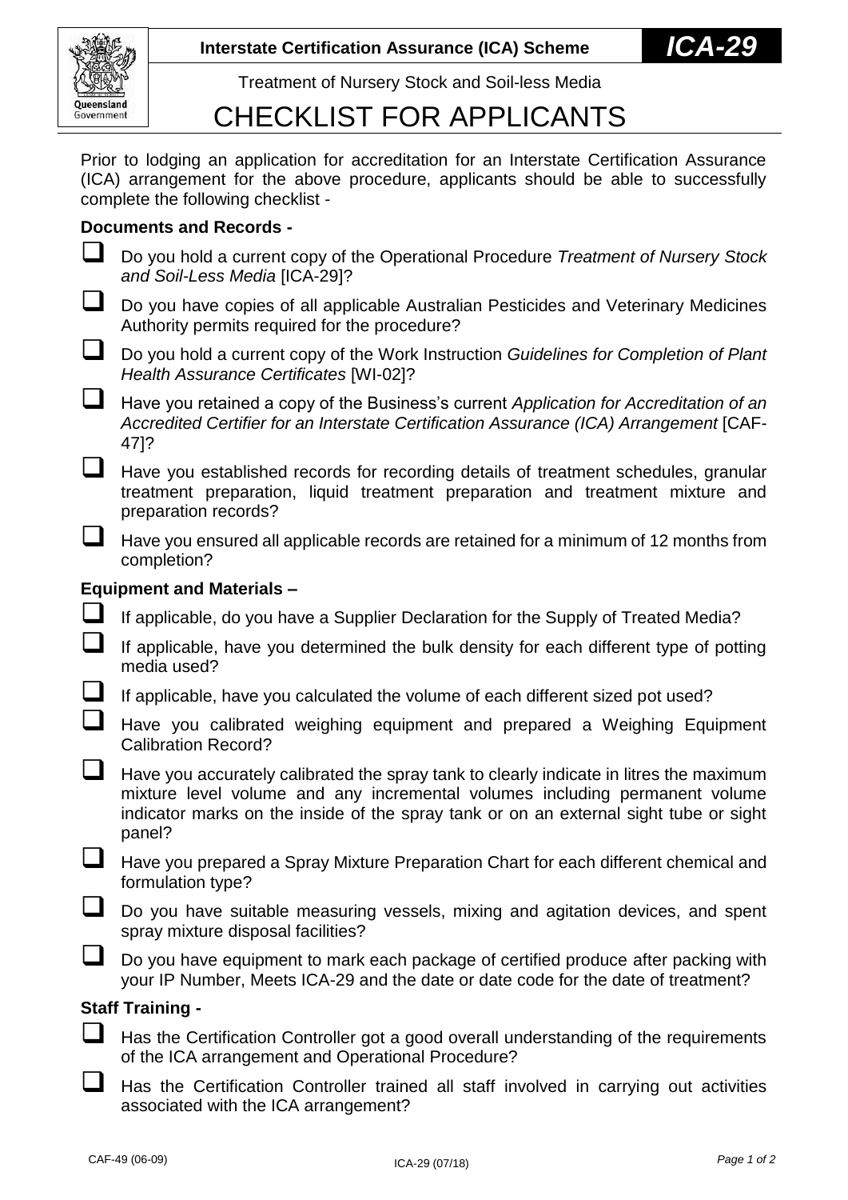**Interstate Certification Assurance (ICA) Scheme** ***ICA-29***

Treatment of Nursery Stock and Soil-less Media

# CHECKLIST FOR APPLICANTS

Prior to lodging an application for accreditation for an Interstate Certification Assurance (ICA) arrangement for the above procedure, applicants should be able to successfully complete the following checklist -

**Documents and Records -**

- ☐ Do you hold a current copy of the Operational Procedure *Treatment of Nursery Stock and Soil-Less Media* [ICA-29]?
- ☐ Do you have copies of all applicable Australian Pesticides and Veterinary Medicines Authority permits required for the procedure?
- ☐ Do you hold a current copy of the Work Instruction *Guidelines for Completion of Plant Health Assurance Certificates* [WI-02]?
- ☐ Have you retained a copy of the Business's current *Application for Accreditation of an Accredited Certifier for an Interstate Certification Assurance (ICA) Arrangement* [CAF-47]?
- ☐ Have you established records for recording details of treatment schedules, granular treatment preparation, liquid treatment preparation and treatment mixture and preparation records?
- ☐ Have you ensured all applicable records are retained for a minimum of 12 months from completion?

**Equipment and Materials –**

- ☐ If applicable, do you have a Supplier Declaration for the Supply of Treated Media?
- ☐ If applicable, have you determined the bulk density for each different type of potting media used?
- ☐ If applicable, have you calculated the volume of each different sized pot used?
- ☐ Have you calibrated weighing equipment and prepared a Weighing Equipment Calibration Record?
- ☐ Have you accurately calibrated the spray tank to clearly indicate in litres the maximum mixture level volume and any incremental volumes including permanent volume indicator marks on the inside of the spray tank or on an external sight tube or sight panel?
- ☐ Have you prepared a Spray Mixture Preparation Chart for each different chemical and formulation type?
- ☐ Do you have suitable measuring vessels, mixing and agitation devices, and spent spray mixture disposal facilities?
- ☐ Do you have equipment to mark each package of certified produce after packing with your IP Number, Meets ICA-29 and the date or date code for the date of treatment?

**Staff Training -**

- ☐ Has the Certification Controller got a good overall understanding of the requirements of the ICA arrangement and Operational Procedure?
- ☐ Has the Certification Controller trained all staff involved in carrying out activities associated with the ICA arrangement?

CAF-49 (06-09) ICA-29 (07/18)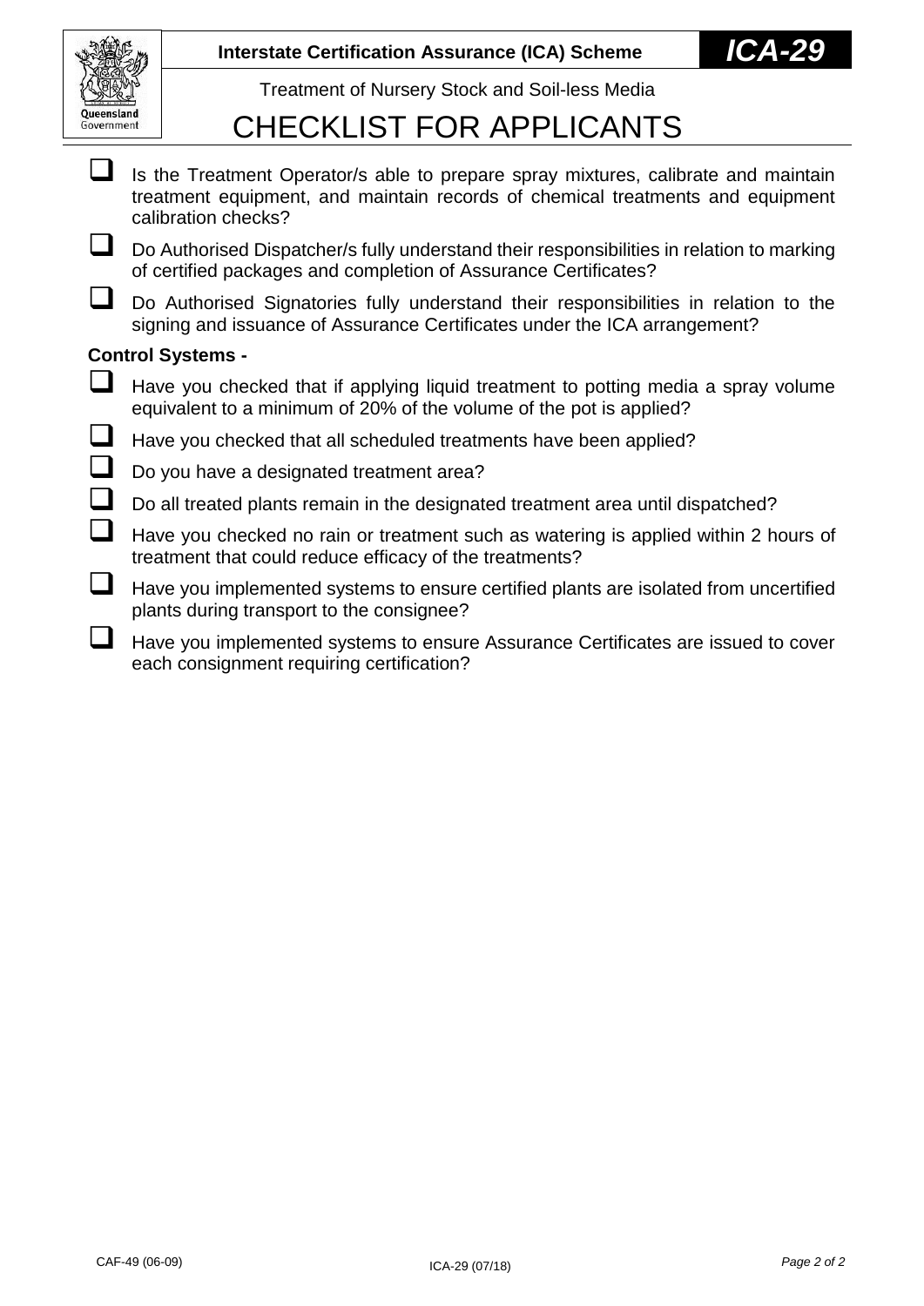- [ ] Is the Treatment Operator/s able to prepare spray mixtures, calibrate and maintain treatment equipment, and maintain records of chemical treatments and equipment calibration checks?
- [ ] Do Authorised Dispatcher/s fully understand their responsibilities in relation to marking of certified packages and completion of Assurance Certificates?
- [ ] Do Authorised Signatories fully understand their responsibilities in relation to the signing and issuance of Assurance Certificates under the ICA arrangement?

**Control Systems -**

- [ ] Have you checked that if applying liquid treatment to potting media a spray volume equivalent to a minimum of 20% of the volume of the pot is applied?
- [ ] Have you checked that all scheduled treatments have been applied?
- [ ] Do you have a designated treatment area?
- [ ] Do all treated plants remain in the designated treatment area until dispatched?
- [ ] Have you checked no rain or treatment such as watering is applied within 2 hours of treatment that could reduce efficacy of the treatments?
- [ ] Have you implemented systems to ensure certified plants are isolated from uncertified plants during transport to the consignee?
- [ ] Have you implemented systems to ensure Assurance Certificates are issued to cover each consignment requiring certification?

CAF-49 (06-09) ICA-29 (07/18)